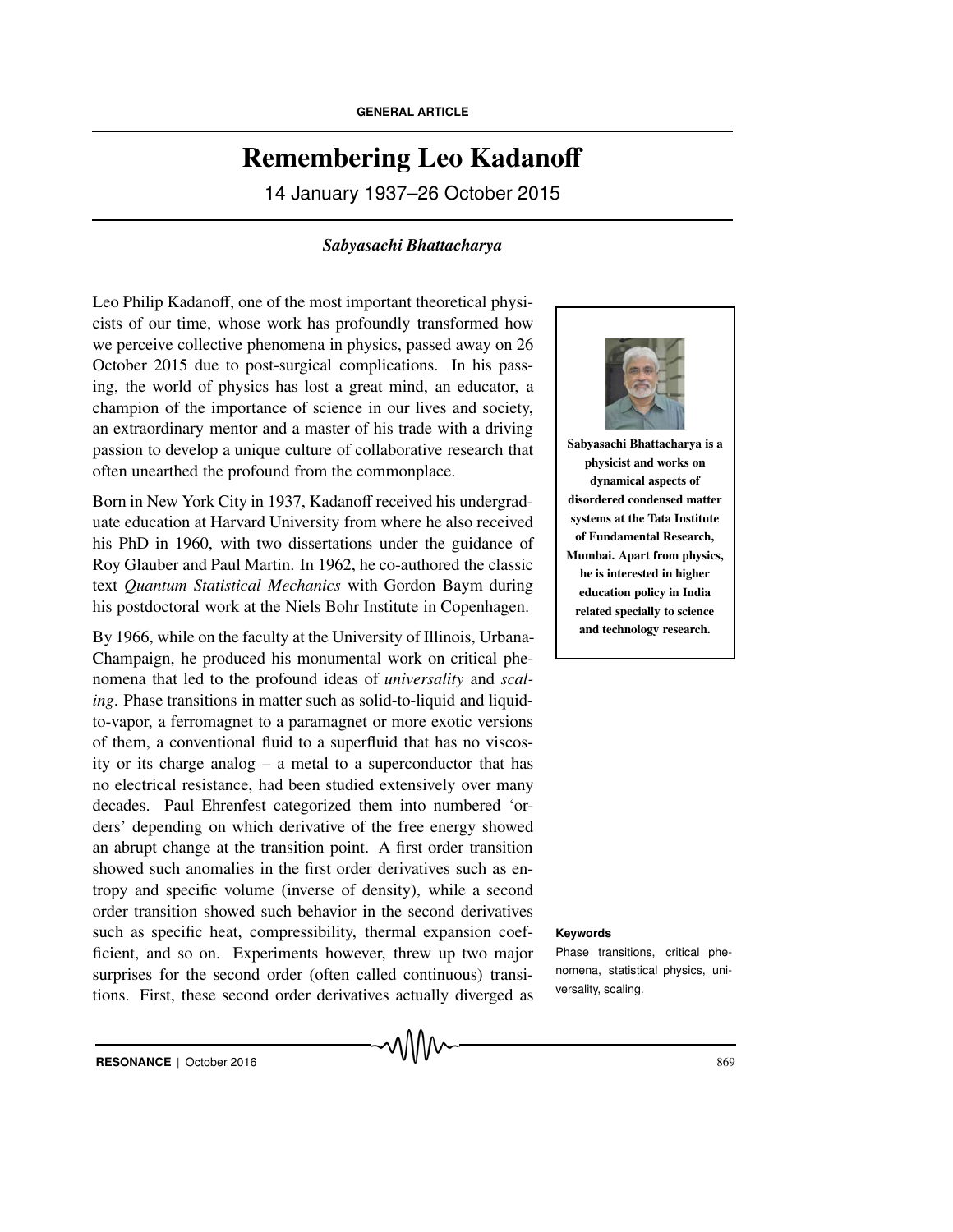GENERAL ARTICLE

# Remembering Leo Kadanoff

14 January 1937–26 October 2015

***Sabyasachi Bhattacharya***

Leo Philip Kadanoff, one of the most important theoretical physicists of our time, whose work has profoundly transformed how we perceive collective phenomena in physics, passed away on 26 October 2015 due to post-surgical complications. In his passing, the world of physics has lost a great mind, an educator, a champion of the importance of science in our lives and society, an extraordinary mentor and a master of his trade with a driving passion to develop a unique culture of collaborative research that often unearthed the profound from the commonplace.

**Sabyasachi Bhattacharya is a physicist and works on dynamical aspects of disordered condensed matter systems at the Tata Institute of Fundamental Research, Mumbai. Apart from physics, he is interested in higher education policy in India related specially to science and technology research.**

Born in New York City in 1937, Kadanoff received his undergraduate education at Harvard University from where he also received his PhD in 1960, with two dissertations under the guidance of Roy Glauber and Paul Martin. In 1962, he co-authored the classic text *Quantum Statistical Mechanics* with Gordon Baym during his postdoctoral work at the Niels Bohr Institute in Copenhagen.

By 1966, while on the faculty at the University of Illinois, Urbana-Champaign, he produced his monumental work on critical phenomena that led to the profound ideas of *universality* and *scaling*. Phase transitions in matter such as solid-to-liquid and liquid-to-vapor, a ferromagnet to a paramagnet or more exotic versions of them, a conventional fluid to a superfluid that has no viscosity or its charge analog – a metal to a superconductor that has no electrical resistance, had been studied extensively over many decades. Paul Ehrenfest categorized them into numbered 'orders' depending on which derivative of the free energy showed an abrupt change at the transition point. A first order transition showed such anomalies in the first order derivatives such as entropy and specific volume (inverse of density), while a second order transition showed such behavior in the second derivatives such as specific heat, compressibility, thermal expansion coefficient, and so on. Experiments however, threw up two major surprises for the second order (often called continuous) transitions. First, these second order derivatives actually diverged as

**Keywords**

Phase transitions, critical phenomena, statistical physics, universality, scaling.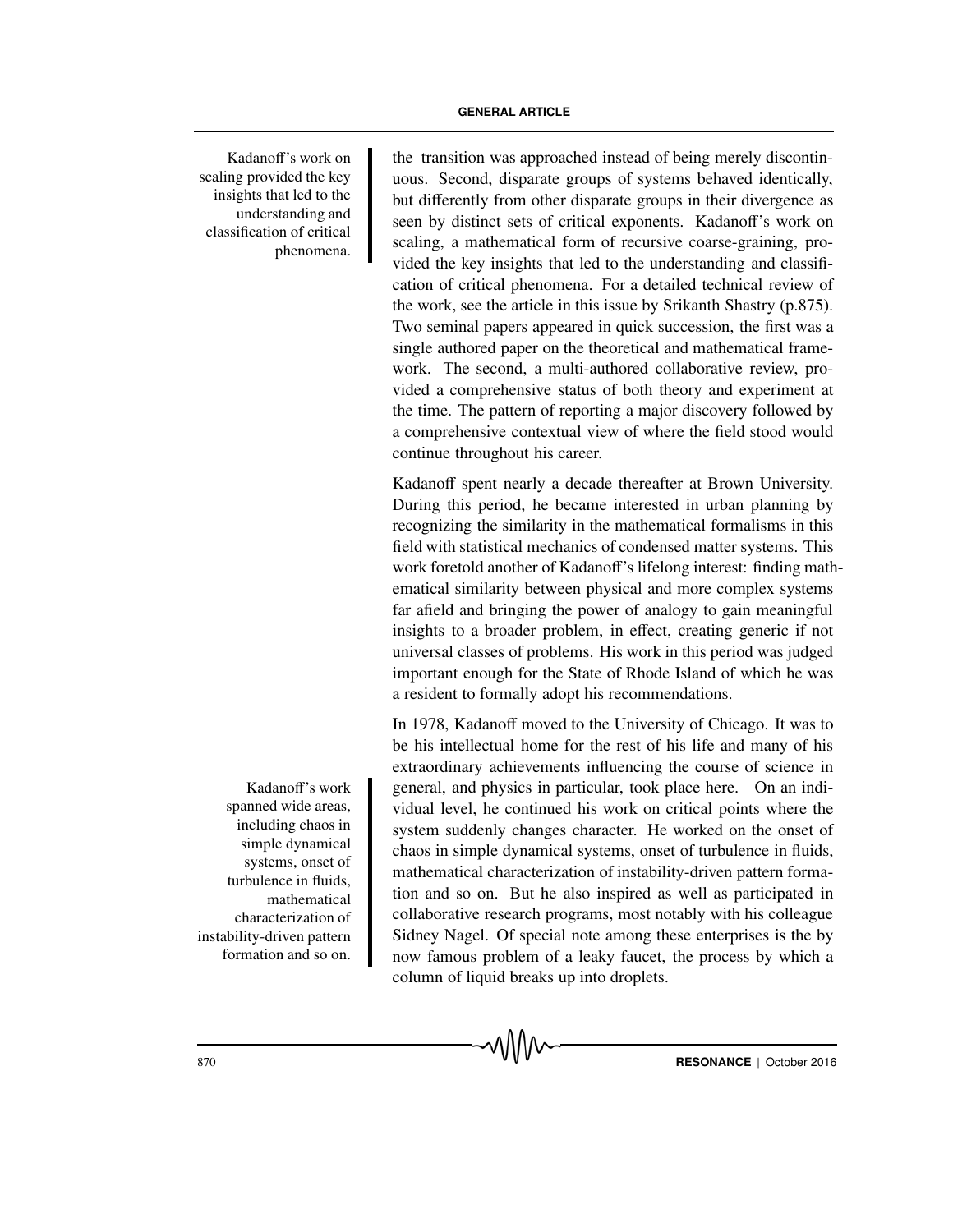Kadanoff's work on scaling provided the key insights that led to the understanding and classification of critical phenomena.

the transition was approached instead of being merely discontinuous. Second, disparate groups of systems behaved identically, but differently from other disparate groups in their divergence as seen by distinct sets of critical exponents. Kadanoff's work on scaling, a mathematical form of recursive coarse-graining, provided the key insights that led to the understanding and classification of critical phenomena. For a detailed technical review of the work, see the article in this issue by Srikanth Shastry (p.875). Two seminal papers appeared in quick succession, the first was a single authored paper on the theoretical and mathematical framework. The second, a multi-authored collaborative review, provided a comprehensive status of both theory and experiment at the time. The pattern of reporting a major discovery followed by a comprehensive contextual view of where the field stood would continue throughout his career.

Kadanoff spent nearly a decade thereafter at Brown University. During this period, he became interested in urban planning by recognizing the similarity in the mathematical formalisms in this field with statistical mechanics of condensed matter systems. This work foretold another of Kadanoff's lifelong interest: finding mathematical similarity between physical and more complex systems far afield and bringing the power of analogy to gain meaningful insights to a broader problem, in effect, creating generic if not universal classes of problems. His work in this period was judged important enough for the State of Rhode Island of which he was a resident to formally adopt his recommendations.

Kadanoff's work spanned wide areas, including chaos in simple dynamical systems, onset of turbulence in fluids, mathematical characterization of instability-driven pattern formation and so on.

In 1978, Kadanoff moved to the University of Chicago. It was to be his intellectual home for the rest of his life and many of his extraordinary achievements influencing the course of science in general, and physics in particular, took place here. On an individual level, he continued his work on critical points where the system suddenly changes character. He worked on the onset of chaos in simple dynamical systems, onset of turbulence in fluids, mathematical characterization of instability-driven pattern formation and so on. But he also inspired as well as participated in collaborative research programs, most notably with his colleague Sidney Nagel. Of special note among these enterprises is the by now famous problem of a leaky faucet, the process by which a column of liquid breaks up into droplets.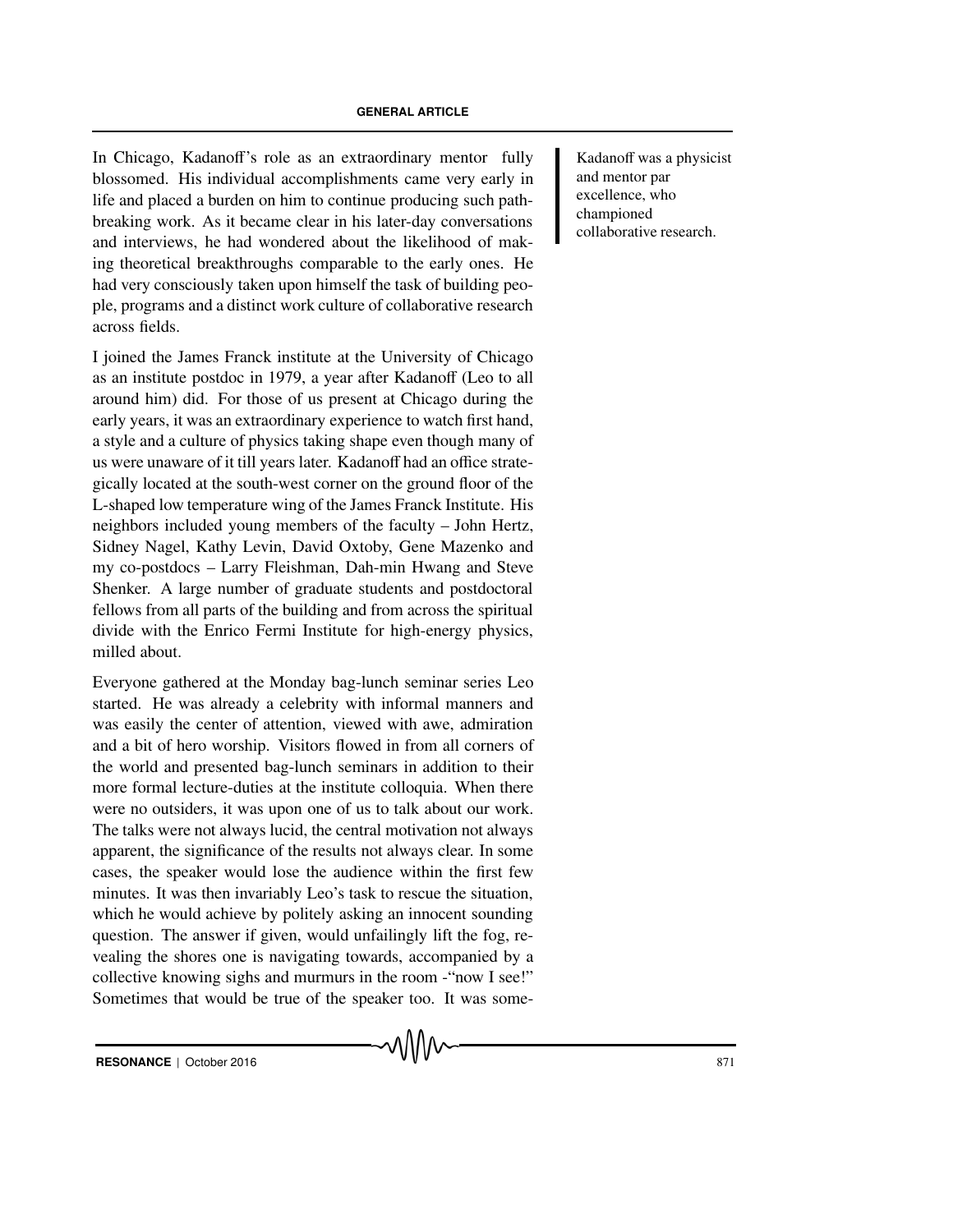In Chicago, Kadanoff's role as an extraordinary mentor fully blossomed. His individual accomplishments came very early in life and placed a burden on him to continue producing such path-breaking work. As it became clear in his later-day conversations and interviews, he had wondered about the likelihood of making theoretical breakthroughs comparable to the early ones. He had very consciously taken upon himself the task of building people, programs and a distinct work culture of collaborative research across fields.

Kadanoff was a physicist and mentor par excellence, who championed collaborative research.

I joined the James Franck institute at the University of Chicago as an institute postdoc in 1979, a year after Kadanoff (Leo to all around him) did. For those of us present at Chicago during the early years, it was an extraordinary experience to watch first hand, a style and a culture of physics taking shape even though many of us were unaware of it till years later. Kadanoff had an office strategically located at the south-west corner on the ground floor of the L-shaped low temperature wing of the James Franck Institute. His neighbors included young members of the faculty – John Hertz, Sidney Nagel, Kathy Levin, David Oxtoby, Gene Mazenko and my co-postdocs – Larry Fleishman, Dah-min Hwang and Steve Shenker. A large number of graduate students and postdoctoral fellows from all parts of the building and from across the spiritual divide with the Enrico Fermi Institute for high-energy physics, milled about.

Everyone gathered at the Monday bag-lunch seminar series Leo started. He was already a celebrity with informal manners and was easily the center of attention, viewed with awe, admiration and a bit of hero worship. Visitors flowed in from all corners of the world and presented bag-lunch seminars in addition to their more formal lecture-duties at the institute colloquia. When there were no outsiders, it was upon one of us to talk about our work. The talks were not always lucid, the central motivation not always apparent, the significance of the results not always clear. In some cases, the speaker would lose the audience within the first few minutes. It was then invariably Leo's task to rescue the situation, which he would achieve by politely asking an innocent sounding question. The answer if given, would unfailingly lift the fog, revealing the shores one is navigating towards, accompanied by a collective knowing sighs and murmurs in the room -"now I see!" Sometimes that would be true of the speaker too. It was some-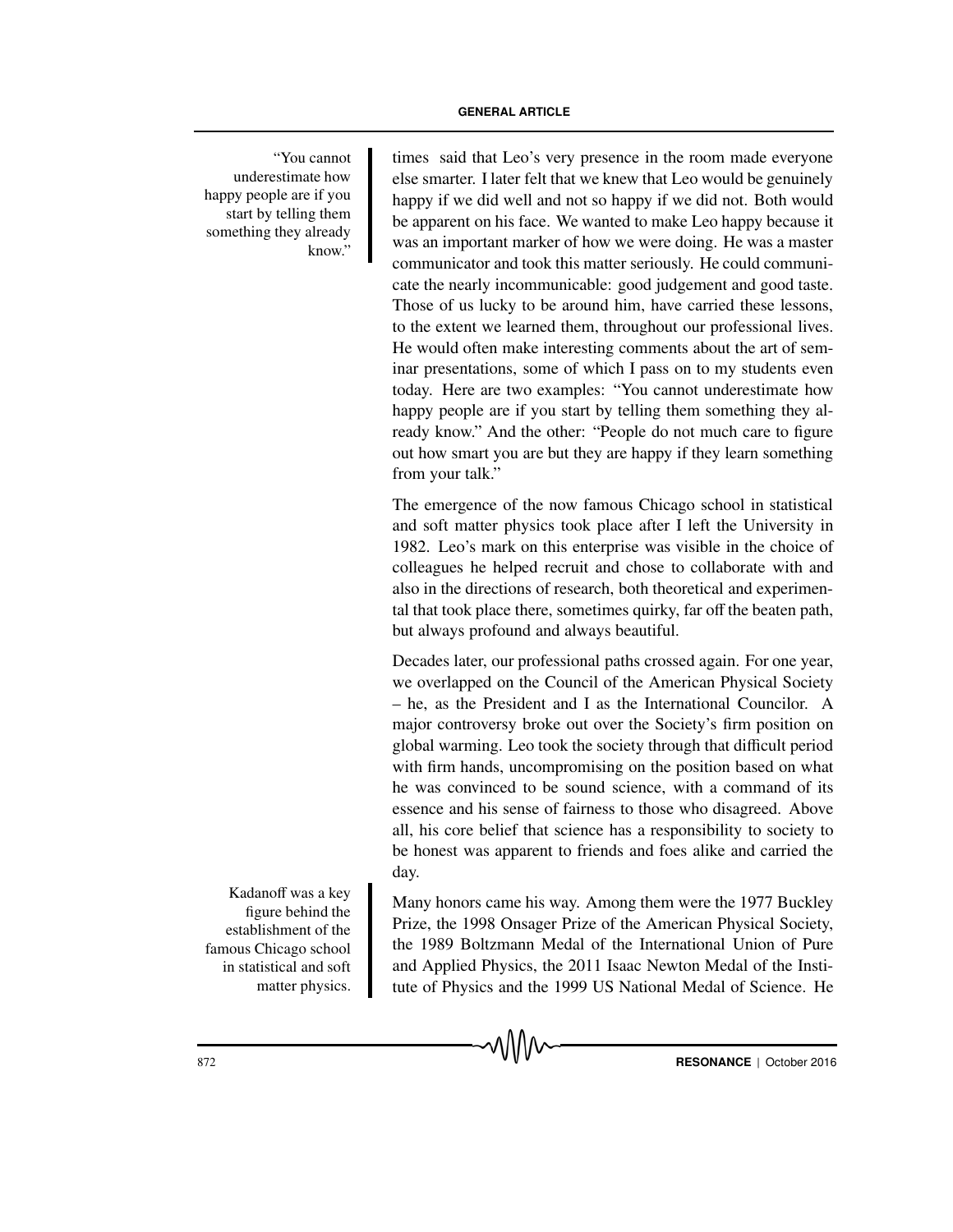times said that Leo's very presence in the room made everyone else smarter. I later felt that we knew that Leo would be genuinely happy if we did well and not so happy if we did not. Both would be apparent on his face. We wanted to make Leo happy because it was an important marker of how we were doing. He was a master communicator and took this matter seriously. He could communicate the nearly incommunicable: good judgement and good taste. Those of us lucky to be around him, have carried these lessons, to the extent we learned them, throughout our professional lives. He would often make interesting comments about the art of seminar presentations, some of which I pass on to my students even today. Here are two examples: "You cannot underestimate how happy people are if you start by telling them something they already know." And the other: "People do not much care to figure out how smart you are but they are happy if they learn something from your talk."

"You cannot underestimate how happy people are if you start by telling them something they already know."

The emergence of the now famous Chicago school in statistical and soft matter physics took place after I left the University in 1982. Leo's mark on this enterprise was visible in the choice of colleagues he helped recruit and chose to collaborate with and also in the directions of research, both theoretical and experimental that took place there, sometimes quirky, far off the beaten path, but always profound and always beautiful.

Decades later, our professional paths crossed again. For one year, we overlapped on the Council of the American Physical Society – he, as the President and I as the International Councilor. A major controversy broke out over the Society's firm position on global warming. Leo took the society through that difficult period with firm hands, uncompromising on the position based on what he was convinced to be sound science, with a command of its essence and his sense of fairness to those who disagreed. Above all, his core belief that science has a responsibility to society to be honest was apparent to friends and foes alike and carried the day.

Kadanoff was a key figure behind the establishment of the famous Chicago school in statistical and soft matter physics.

Many honors came his way. Among them were the 1977 Buckley Prize, the 1998 Onsager Prize of the American Physical Society, the 1989 Boltzmann Medal of the International Union of Pure and Applied Physics, the 2011 Isaac Newton Medal of the Institute of Physics and the 1999 US National Medal of Science. He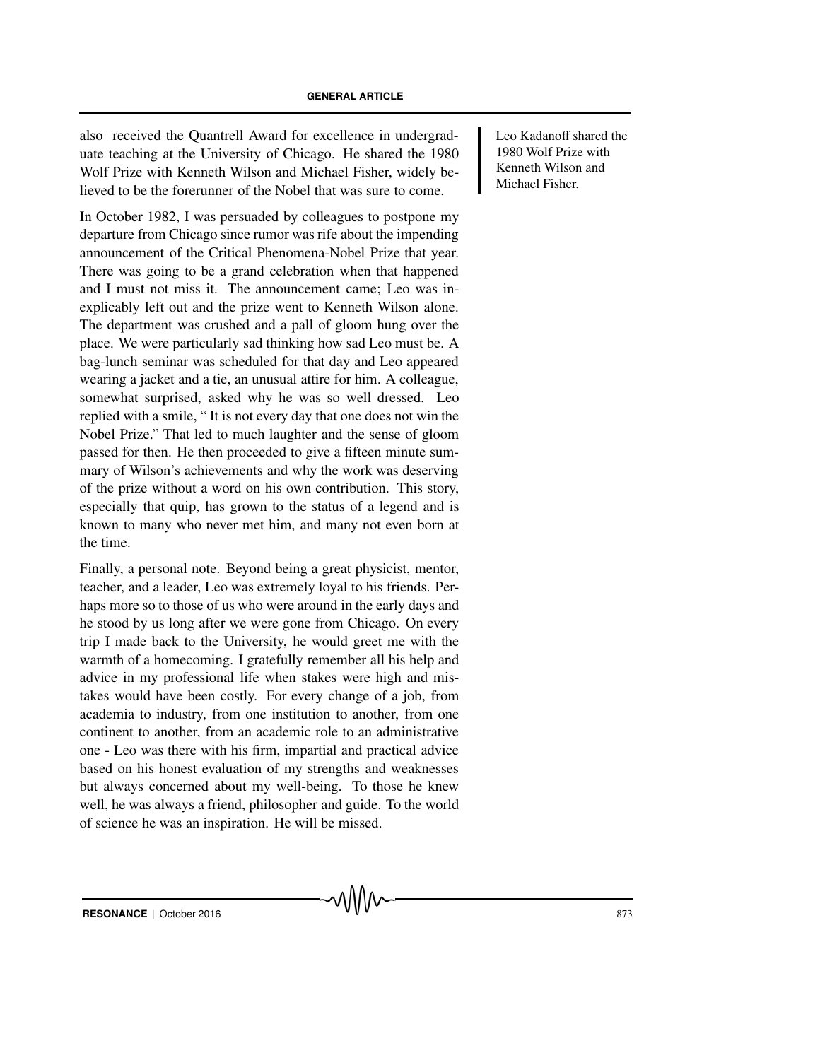also received the Quantrell Award for excellence in undergraduate teaching at the University of Chicago. He shared the 1980 Wolf Prize with Kenneth Wilson and Michael Fisher, widely believed to be the forerunner of the Nobel that was sure to come.

Leo Kadanoff shared the 1980 Wolf Prize with Kenneth Wilson and Michael Fisher.

In October 1982, I was persuaded by colleagues to postpone my departure from Chicago since rumor was rife about the impending announcement of the Critical Phenomena-Nobel Prize that year. There was going to be a grand celebration when that happened and I must not miss it. The announcement came; Leo was inexplicably left out and the prize went to Kenneth Wilson alone. The department was crushed and a pall of gloom hung over the place. We were particularly sad thinking how sad Leo must be. A bag-lunch seminar was scheduled for that day and Leo appeared wearing a jacket and a tie, an unusual attire for him. A colleague, somewhat surprised, asked why he was so well dressed. Leo replied with a smile, " It is not every day that one does not win the Nobel Prize." That led to much laughter and the sense of gloom passed for then. He then proceeded to give a fifteen minute summary of Wilson's achievements and why the work was deserving of the prize without a word on his own contribution. This story, especially that quip, has grown to the status of a legend and is known to many who never met him, and many not even born at the time.

Finally, a personal note. Beyond being a great physicist, mentor, teacher, and a leader, Leo was extremely loyal to his friends. Perhaps more so to those of us who were around in the early days and he stood by us long after we were gone from Chicago. On every trip I made back to the University, he would greet me with the warmth of a homecoming. I gratefully remember all his help and advice in my professional life when stakes were high and mistakes would have been costly. For every change of a job, from academia to industry, from one institution to another, from one continent to another, from an academic role to an administrative one - Leo was there with his firm, impartial and practical advice based on his honest evaluation of my strengths and weaknesses but always concerned about my well-being. To those he knew well, he was always a friend, philosopher and guide. To the world of science he was an inspiration. He will be missed.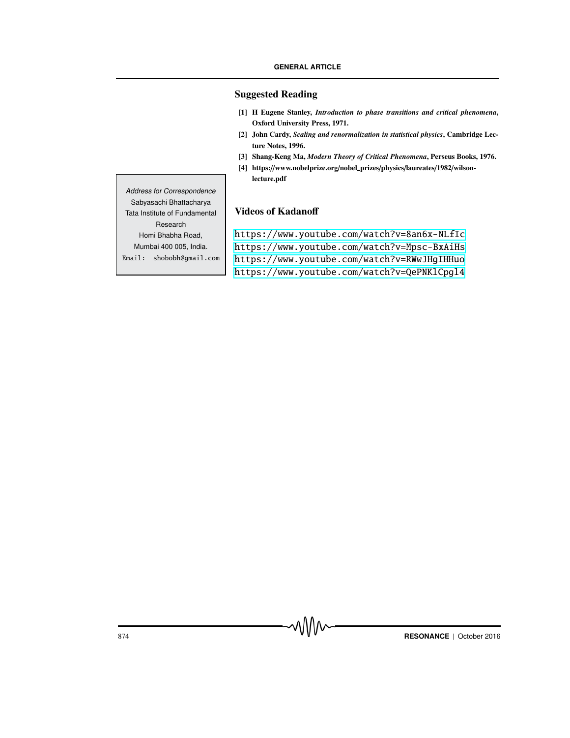## Suggested Reading

**[1] H Eugene Stanley, *Introduction to phase transitions and critical phenomena*, Oxford University Press, 1971.**

**[2] John Cardy, *Scaling and renormalization in statistical physics*, Cambridge Lecture Notes, 1996.**

**[3] Shang-Keng Ma, *Modern Theory of Critical Phenomena*, Perseus Books, 1976.**

**[4] https://www.nobelprize.org/nobel_prizes/physics/laureates/1982/wilson-lecture.pdf**

*Address for Correspondence*
Sabyasachi Bhattacharya
Tata Institute of Fundamental Research
Homi Bhabha Road,
Mumbai 400 005, India.
Email: shobobh@gmail.com

## Videos of Kadanoff

https://www.youtube.com/watch?v=8an6x-NLfIc
https://www.youtube.com/watch?v=Mpsc-BxAiHs
https://www.youtube.com/watch?v=RWwJHgIHHuo
https://www.youtube.com/watch?v=QePNKlCpgl4